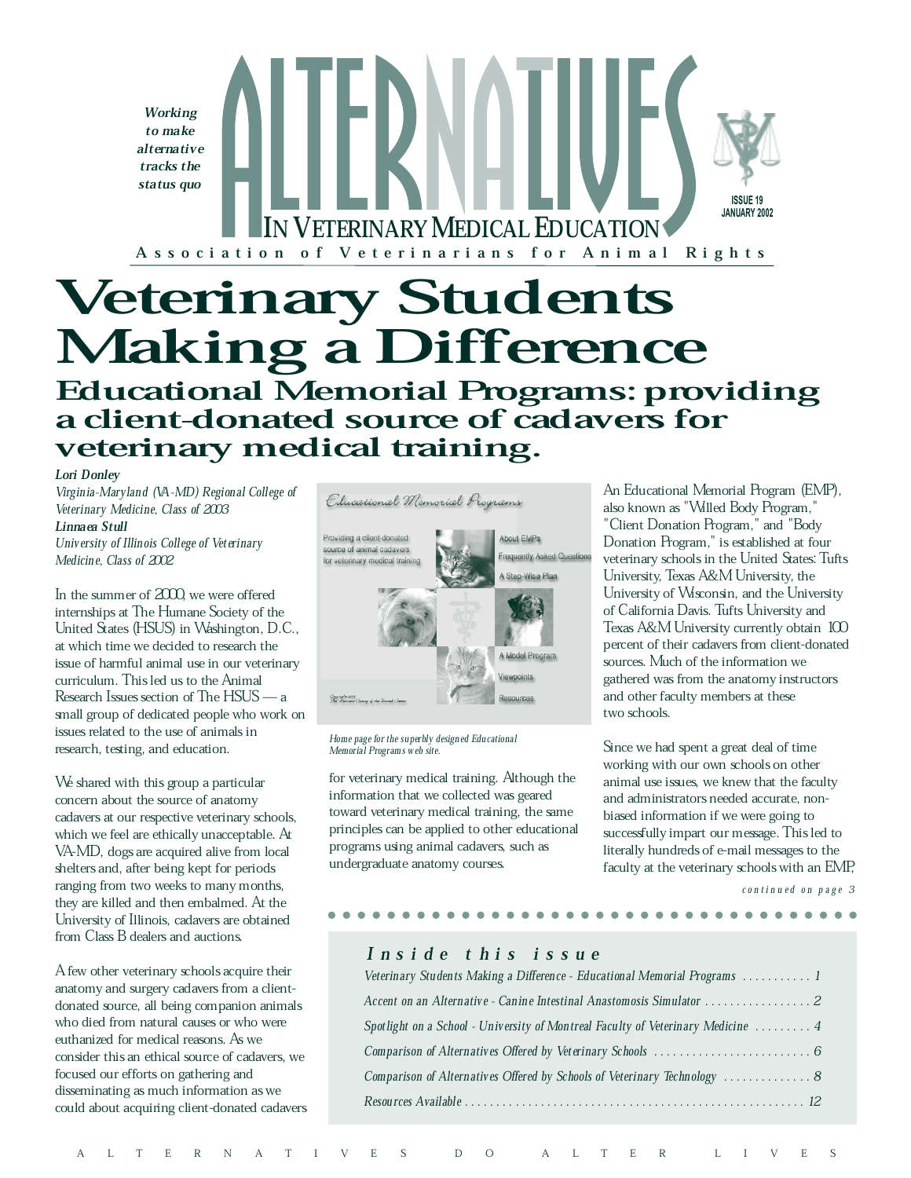*Working to make alternative tracks the status quo*

# ALTERNATIVES IN VETERINARY MEDICAL EDUCATION

ISSUE 19
JANUARY 2002

Association of Veterinarians for Animal Rights

# Veterinary Students Making a Difference

## Educational Memorial Programs: providing a client-donated source of cadavers for veterinary medical training.

***Lori Donley***
*Virginia-Maryland (VA-MD) Regional College of Veterinary Medicine, Class of 2003*
***Linnaea Stull***
*University of Illinois College of Veterinary Medicine, Class of 2002*

In the summer of 2000, we were offered internships at The Humane Society of the United States (HSUS) in Washington, D.C., at which time we decided to research the issue of harmful animal use in our veterinary curriculum. This led us to the Animal Research Issues section of The HSUS — a small group of dedicated people who work on issues related to the use of animals in research, testing, and education.

We shared with this group a particular concern about the source of anatomy cadavers at our respective veterinary schools, which we feel are ethically unacceptable. At VA-MD, dogs are acquired alive from local shelters and, after being kept for periods ranging from two weeks to many months, they are killed and then embalmed. At the University of Illinois, cadavers are obtained from Class B dealers and auctions.

A few other veterinary schools acquire their anatomy and surgery cadavers from a client-donated source, all being companion animals who died from natural causes or who were euthanized for medical reasons. As we consider this an ethical source of cadavers, we focused our efforts on gathering and disseminating as much information as we could about acquiring client-donated cadavers for veterinary medical training. Although the information that we collected was geared toward veterinary medical training, the same principles can be applied to other educational programs using animal cadavers, such as undergraduate anatomy courses.

*Home page for the superbly designed Educational Memorial Programs web site.*

An Educational Memorial Program (EMP), also known as "Willed Body Program," "Client Donation Program," and "Body Donation Program," is established at four veterinary schools in the United States: Tufts University, Texas A&M University, the University of Wisconsin, and the University of California Davis. Tufts University and Texas A&M University currently obtain 100 percent of their cadavers from client-donated sources. Much of the information we gathered was from the anatomy instructors and other faculty members at these two schools.

Since we had spent a great deal of time working with our own schools on other animal use issues, we knew that the faculty and administrators needed accurate, non-biased information if we were going to successfully impart our message. This led to literally hundreds of e-mail messages to the faculty at the veterinary schools with an EMP,

*continued on page 3*

### *Inside this issue*

*Veterinary Students Making a Difference - Educational Memorial Programs* ........... 1
*Accent on an Alternative - Canine Intestinal Anastomosis Simulator* ........... 2
*Spotlight on a School - University of Montreal Faculty of Veterinary Medicine* ........... 4
*Comparison of Alternatives Offered by Veterinary Schools* ........... 6
*Comparison of Alternatives Offered by Schools of Veterinary Technology* ........... 8
*Resources Available* ........... 12

A L T E R N A T I V E S   D O   A L T E R   L I V E S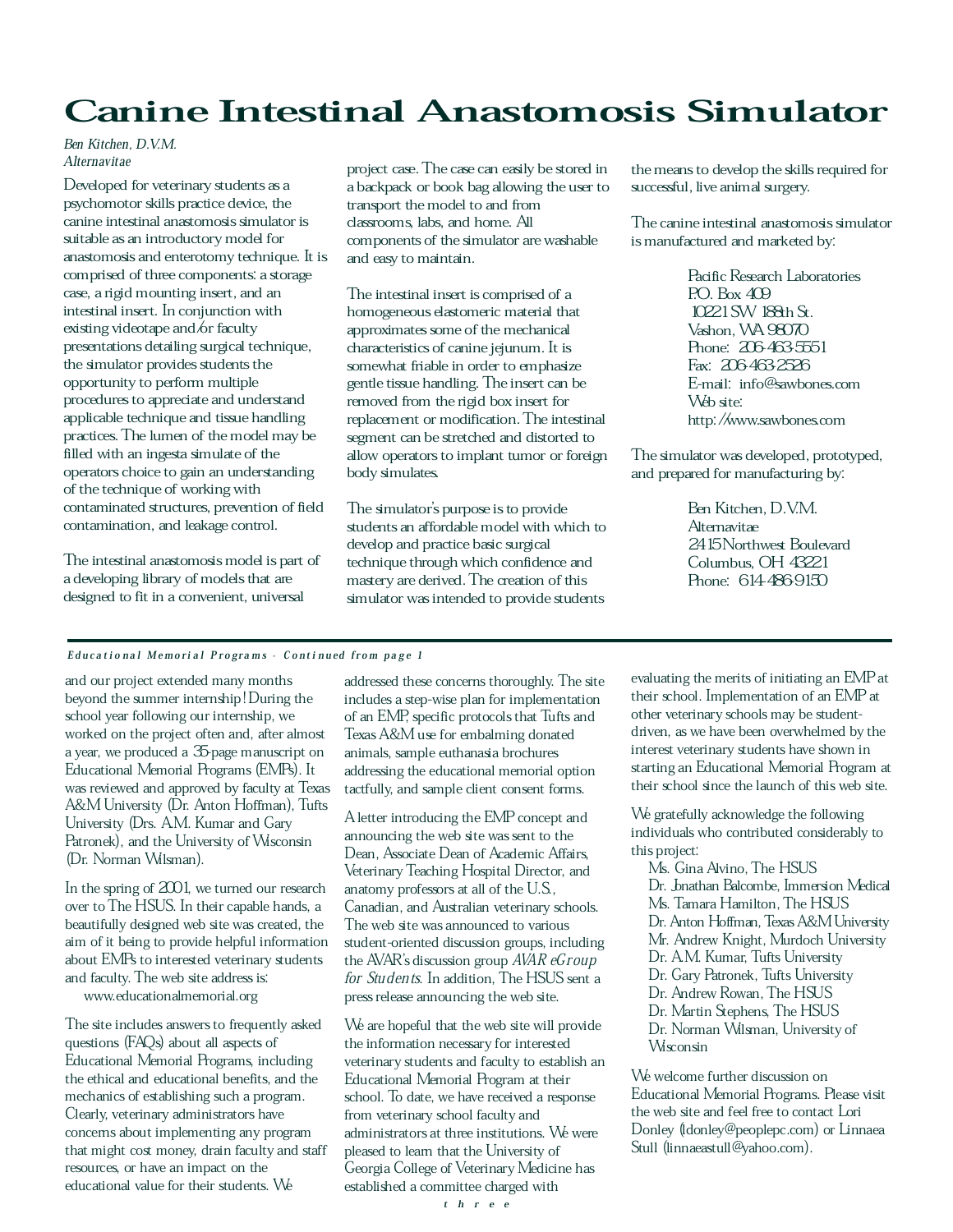# Canine Intestinal Anastomosis Simulator

*Ben Kitchen, D.V.M.*
*Alternavitae*

Developed for veterinary students as a psychomotor skills practice device, the canine intestinal anastomosis simulator is suitable as an introductory model for anastomosis and enterotomy technique. It is comprised of three components: a storage case, a rigid mounting insert, and an intestinal insert. In conjunction with existing videotape and/or faculty presentations detailing surgical technique, the simulator provides students the opportunity to perform multiple procedures to appreciate and understand applicable technique and tissue handling practices. The lumen of the model may be filled with an ingesta simulate of the operators choice to gain an understanding of the technique of working with contaminated structures, prevention of field contamination, and leakage control.

The intestinal anastomosis model is part of a developing library of models that are designed to fit in a convenient, universal project case. The case can easily be stored in a backpack or book bag allowing the user to transport the model to and from classrooms, labs, and home. All components of the simulator are washable and easy to maintain.

The intestinal insert is comprised of a homogeneous elastomeric material that approximates some of the mechanical characteristics of canine jejunum. It is somewhat friable in order to emphasize gentle tissue handling. The insert can be removed from the rigid box insert for replacement or modification. The intestinal segment can be stretched and distorted to allow operators to implant tumor or foreign body simulates.

The simulator's purpose is to provide students an affordable model with which to develop and practice basic surgical technique through which confidence and mastery are derived. The creation of this simulator was intended to provide students the means to develop the skills required for successful, live animal surgery.

The canine intestinal anastomosis simulator is manufactured and marketed by:

Pacific Research Laboratories
P.O. Box 409
10221 SW 188th St.
Vashon, WA 98070
Phone: 206-463-5551
Fax: 206-463-2526
E-mail: info@sawbones.com
Web site:
http://www.sawbones.com

The simulator was developed, prototyped, and prepared for manufacturing by:

Ben Kitchen, D.V.M.
Alternavitae
2415 Northwest Boulevard
Columbus, OH 43221
Phone: 614-486-9150

---

*Educational Memorial Programs - Continued from page 1*

and our project extended many months beyond the summer internship! During the school year following our internship, we worked on the project often and, after almost a year, we produced a 35-page manuscript on Educational Memorial Programs (EMPs). It was reviewed and approved by faculty at Texas A&M University (Dr. Anton Hoffman), Tufts University (Drs. A.M. Kumar and Gary Patronek), and the University of Wisconsin (Dr. Norman Wilsman).

In the spring of 2001, we turned our research over to The HSUS. In their capable hands, a beautifully designed web site was created, the aim of it being to provide helpful information about EMPs to interested veterinary students and faculty. The web site address is:
www.educationalmemorial.org

The site includes answers to frequently asked questions (FAQs) about all aspects of Educational Memorial Programs, including the ethical and educational benefits, and the mechanics of establishing such a program. Clearly, veterinary administrators have concerns about implementing any program that might cost money, drain faculty and staff resources, or have an impact on the educational value for their students. We addressed these concerns thoroughly. The site includes a step-wise plan for implementation of an EMP, specific protocols that Tufts and Texas A&M use for embalming donated animals, sample euthanasia brochures addressing the educational memorial option tactfully, and sample client consent forms.

A letter introducing the EMP concept and announcing the web site was sent to the Dean, Associate Dean of Academic Affairs, Veterinary Teaching Hospital Director, and anatomy professors at all of the U.S., Canadian, and Australian veterinary schools. The web site was announced to various student-oriented discussion groups, including the AVAR's discussion group *AVAR eGroup for Students*. In addition, The HSUS sent a press release announcing the web site.

We are hopeful that the web site will provide the information necessary for interested veterinary students and faculty to establish an Educational Memorial Program at their school. To date, we have received a response from veterinary school faculty and administrators at three institutions. We were pleased to learn that the University of Georgia College of Veterinary Medicine has established a committee charged with evaluating the merits of initiating an EMP at their school. Implementation of an EMP at other veterinary schools may be student-driven, as we have been overwhelmed by the interest veterinary students have shown in starting an Educational Memorial Program at their school since the launch of this web site.

We gratefully acknowledge the following individuals who contributed considerably to this project:

- Ms. Gina Alvino, The HSUS
- Dr. Jonathan Balcombe, Immersion Medical
- Ms. Tamara Hamilton, The HSUS
- Dr. Anton Hoffman, Texas A&M University
- Mr. Andrew Knight, Murdoch University
- Dr. A.M. Kumar, Tufts University
- Dr. Gary Patronek, Tufts University
- Dr. Andrew Rowan, The HSUS
- Dr. Martin Stephens, The HSUS
- Dr. Norman Wilsman, University of Wisconsin

We welcome further discussion on Educational Memorial Programs. Please visit the web site and feel free to contact Lori Donley (ldonley@peoplepc.com) or Linnaea Stull (linnaeastull@yahoo.com).